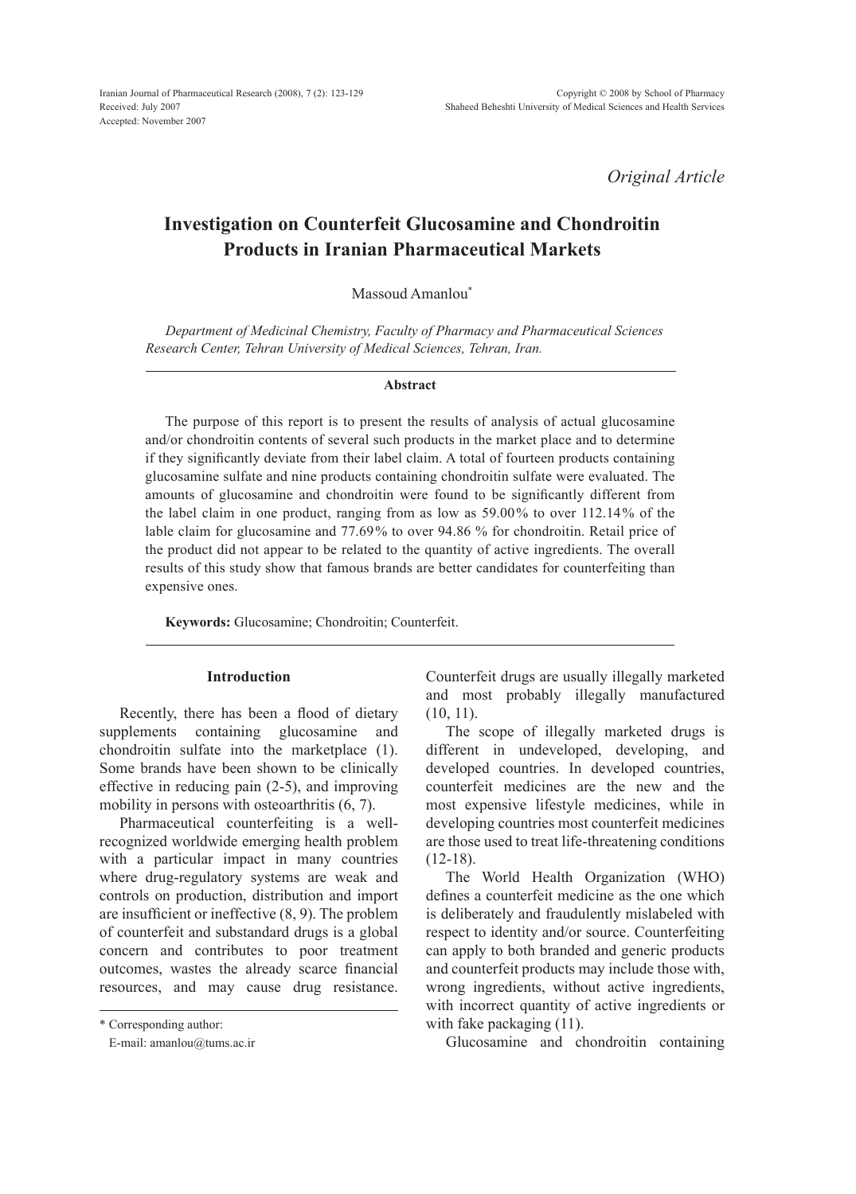Received: July 2007
Accepted: November 2007

*Original Article*

# Investigation on Counterfeit Glucosamine and Chondroitin Products in Iranian Pharmaceutical Markets

Massoud Amanlou*

*Department of Medicinal Chemistry, Faculty of Pharmacy and Pharmaceutical Sciences Research Center, Tehran University of Medical Sciences, Tehran, Iran.*

## Abstract

The purpose of this report is to present the results of analysis of actual glucosamine and/or chondroitin contents of several such products in the market place and to determine if they significantly deviate from their label claim. A total of fourteen products containing glucosamine sulfate and nine products containing chondroitin sulfate were evaluated. The amounts of glucosamine and chondroitin were found to be significantly different from the label claim in one product, ranging from as low as 59.00% to over 112.14% of the lable claim for glucosamine and 77.69% to over 94.86 % for chondroitin. Retail price of the product did not appear to be related to the quantity of active ingredients. The overall results of this study show that famous brands are better candidates for counterfeiting than expensive ones.

**Keywords:** Glucosamine; Chondroitin; Counterfeit.

## Introduction

Recently, there has been a flood of dietary supplements containing glucosamine and chondroitin sulfate into the marketplace (1). Some brands have been shown to be clinically effective in reducing pain (2-5), and improving mobility in persons with osteoarthritis (6, 7).

Pharmaceutical counterfeiting is a well-recognized worldwide emerging health problem with a particular impact in many countries where drug-regulatory systems are weak and controls on production, distribution and import are insufficient or ineffective (8, 9). The problem of counterfeit and substandard drugs is a global concern and contributes to poor treatment outcomes, wastes the already scarce financial resources, and may cause drug resistance. Counterfeit drugs are usually illegally marketed and most probably illegally manufactured (10, 11).

The scope of illegally marketed drugs is different in undeveloped, developing, and developed countries. In developed countries, counterfeit medicines are the new and the most expensive lifestyle medicines, while in developing countries most counterfeit medicines are those used to treat life-threatening conditions (12-18).

The World Health Organization (WHO) defines a counterfeit medicine as the one which is deliberately and fraudulently mislabeled with respect to identity and/or source. Counterfeiting can apply to both branded and generic products and counterfeit products may include those with, wrong ingredients, without active ingredients, with incorrect quantity of active ingredients or with fake packaging (11).

Glucosamine and chondroitin containing

\* Corresponding author:
E-mail: amanlou@tums.ac.ir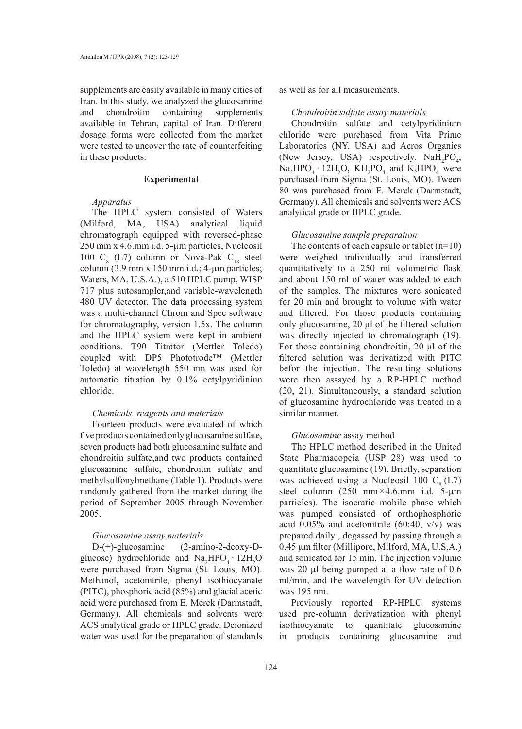supplements are easily available in many cities of Iran. In this study, we analyzed the glucosamine and chondroitin containing supplements available in Tehran, capital of Iran. Different dosage forms were collected from the market were tested to uncover the rate of counterfeiting in these products.

## Experimental

### *Apparatus*

The HPLC system consisted of Waters (Milford, MA, USA) analytical liquid chromatograph equipped with reversed-phase 250 mm x 4.6.mm i.d. 5-µm particles, Nucleosil 100 $C_8$ (L7) column or Nova-Pak $C_{18}$ steel column (3.9 mm x 150 mm i.d.; 4-µm particles; Waters, MA, U.S.A.), a 510 HPLC pump, WISP 717 plus autosampler,and variable-wavelength 480 UV detector. The data processing system was a multi-channel Chrom and Spec software for chromatography, version 1.5x. The column and the HPLC system were kept in ambient conditions. T90 Titrator (Mettler Toledo) coupled with DP5 Phototrode™ (Mettler Toledo) at wavelength 550 nm was used for automatic titration by 0.1% cetylpyridiniun chloride.

### *Chemicals, reagents and materials*

Fourteen products were evaluated of which five products contained only glucosamine sulfate, seven products had both glucosamine sulfate and chondroitin sulfate,and two products contained glucosamine sulfate, chondroitin sulfate and methylsulfonylmethane (Table 1). Products were randomly gathered from the market during the period of September 2005 through November 2005.

### *Glucosamine assay materials*

D-(+)-glucosamine (2-amino-2-deoxy-D-glucose) hydrochloride and $Na_2HPO_4 \cdot 12H_2O$ were purchased from Sigma (St. Louis, MO). Methanol, acetonitrile, phenyl isothiocyanate (PITC), phosphoric acid (85%) and glacial acetic acid were purchased from E. Merck (Darmstadt, Germany). All chemicals and solvents were ACS analytical grade or HPLC grade. Deionized water was used for the preparation of standards as well as for all measurements.

### *Chondroitin sulfate assay materials*

Chondroitin sulfate and cetylpyridinium chloride were purchased from Vita Prime Laboratories (NY, USA) and Acros Organics (New Jersey, USA) respectively. $NaH_2PO_4$, $Na_2HPO_4 \cdot 12H_2O$, $KH_2PO_4$ and $K_2HPO_4$ were purchased from Sigma (St. Louis, MO). Tween 80 was purchased from E. Merck (Darmstadt, Germany). All chemicals and solvents were ACS analytical grade or HPLC grade.

### *Glucosamine sample preparation*

The contents of each capsule or tablet (n=10) were weighed individually and transferred quantitatively to a 250 ml volumetric flask and about 150 ml of water was added to each of the samples. The mixtures were sonicated for 20 min and brought to volume with water and filtered. For those products containing only glucosamine, 20 µl of the filtered solution was directly injected to chromatograph (19). For those containing chondroitin, 20 µl of the filtered solution was derivatized with PITC befor the injection. The resulting solutions were then assayed by a RP-HPLC method (20, 21). Simultaneously, a standard solution of glucosamine hydrochloride was treated in a similar manner.

### *Glucosamine* assay method

The HPLC method described in the United State Pharmacopeia (USP 28) was used to quantitate glucosamine (19). Briefly, separation was achieved using a Nucleosil 100 $C_8$ (L7) steel column (250 mm×4.6.mm i.d. 5-µm particles). The isocratic mobile phase which was pumped consisted of orthophosphoric acid 0.05% and acetonitrile (60:40, v/v) was prepared daily , degassed by passing through a 0.45 µm filter (Millipore, Milford, MA, U.S.A.) and sonicated for 15 min. The injection volume was 20 µl being pumped at a flow rate of 0.6 ml/min, and the wavelength for UV detection was 195 nm.

Previously reported RP-HPLC systems used pre-column derivatization with phenyl isothiocyanate to quantitate glucosamine in products containing glucosamine and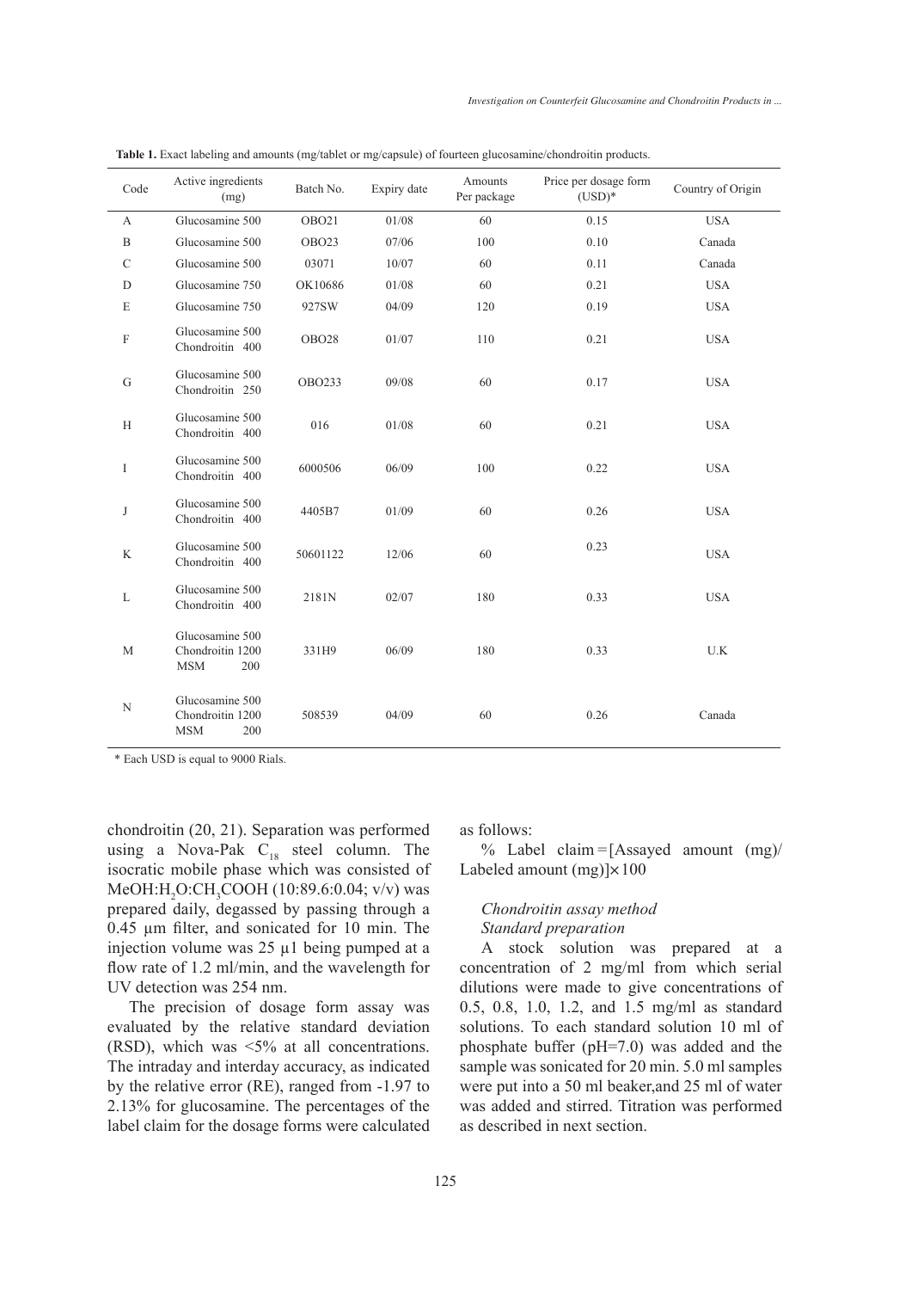**Table 1.** Exact labeling and amounts (mg/tablet or mg/capsule) of fourteen glucosamine/chondroitin products.

| Code | Active ingredients (mg) | Batch No. | Expiry date | Amounts Per package | Price per dosage form (USD)* | Country of Origin |
|---|---|---|---|---|---|---|
| A | Glucosamine 500 | OBO21 | 01/08 | 60 | 0.15 | USA |
| B | Glucosamine 500 | OBO23 | 07/06 | 100 | 0.10 | Canada |
| C | Glucosamine 500 | 03071 | 10/07 | 60 | 0.11 | Canada |
| D | Glucosamine 750 | OK10686 | 01/08 | 60 | 0.21 | USA |
| E | Glucosamine 750 | 927SW | 04/09 | 120 | 0.19 | USA |
| F | Glucosamine 500<br>Chondroitin 400 | OBO28 | 01/07 | 110 | 0.21 | USA |
| G | Glucosamine 500<br>Chondroitin 250 | OBO233 | 09/08 | 60 | 0.17 | USA |
| H | Glucosamine 500<br>Chondroitin 400 | 016 | 01/08 | 60 | 0.21 | USA |
| I | Glucosamine 500<br>Chondroitin 400 | 6000506 | 06/09 | 100 | 0.22 | USA |
| J | Glucosamine 500<br>Chondroitin 400 | 4405B7 | 01/09 | 60 | 0.26 | USA |
| K | Glucosamine 500<br>Chondroitin 400 | 50601122 | 12/06 | 60 | 0.23 | USA |
| L | Glucosamine 500<br>Chondroitin 400 | 2181N | 02/07 | 180 | 0.33 | USA |
| M | Glucosamine 500<br>Chondroitin 1200<br>MSM 200 | 331H9 | 06/09 | 180 | 0.33 | U.K |
| N | Glucosamine 500<br>Chondroitin 1200<br>MSM 200 | 508539 | 04/09 | 60 | 0.26 | Canada |

\* Each USD is equal to 9000 Rials.

chondroitin (20, 21). Separation was performed using a Nova-Pak $C_{18}$ steel column. The isocratic mobile phase which was consisted of $MeOH:H_2O:CH_3COOH$ (10:89.6:0.04; v/v) was prepared daily, degassed by passing through a 0.45 µm filter, and sonicated for 10 min. The injection volume was 25 µl being pumped at a flow rate of 1.2 ml/min, and the wavelength for UV detection was 254 nm.

The precision of dosage form assay was evaluated by the relative standard deviation (RSD), which was <5% at all concentrations. The intraday and interday accuracy, as indicated by the relative error (RE), ranged from -1.97 to 2.13% for glucosamine. The percentages of the label claim for the dosage forms were calculated as follows:

% Label claim = [Assayed amount (mg)/ Labeled amount (mg)] × 100

*Chondroitin assay method*

*Standard preparation*

A stock solution was prepared at a concentration of 2 mg/ml from which serial dilutions were made to give concentrations of 0.5, 0.8, 1.0, 1.2, and 1.5 mg/ml as standard solutions. To each standard solution 10 ml of phosphate buffer (pH=7.0) was added and the sample was sonicated for 20 min. 5.0 ml samples were put into a 50 ml beaker,and 25 ml of water was added and stirred. Titration was performed as described in next section.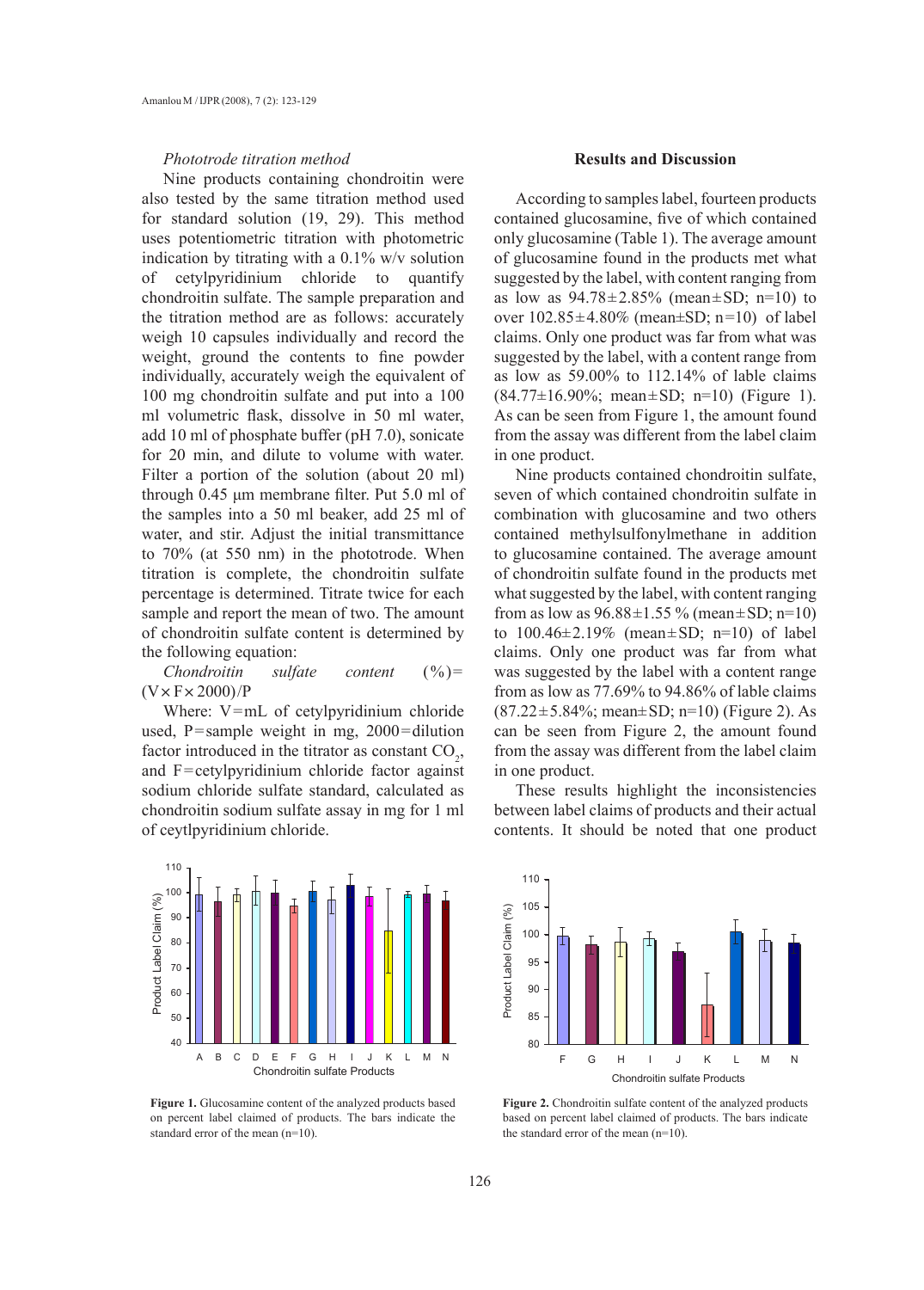*Phototrode titration method*

Nine products containing chondroitin were also tested by the same titration method used for standard solution (19, 29). This method uses potentiometric titration with photometric indication by titrating with a 0.1% w/v solution of cetylpyridinium chloride to quantify chondroitin sulfate. The sample preparation and the titration method are as follows: accurately weigh 10 capsules individually and record the weight, ground the contents to fine powder individually, accurately weigh the equivalent of 100 mg chondroitin sulfate and put into a 100 ml volumetric flask, dissolve in 50 ml water, add 10 ml of phosphate buffer (pH 7.0), sonicate for 20 min, and dilute to volume with water. Filter a portion of the solution (about 20 ml) through 0.45 μm membrane filter. Put 5.0 ml of the samples into a 50 ml beaker, add 25 ml of water, and stir. Adjust the initial transmittance to 70% (at 550 nm) in the phototrode. When titration is complete, the chondroitin sulfate percentage is determined. Titrate twice for each sample and report the mean of two. The amount of chondroitin sulfate content is determined by the following equation:

*Chondroitin sulfate content* $(\%) = (V \times F \times 2000)/P$

Where: V=mL of cetylpyridinium chloride used, P=sample weight in mg, 2000=dilution factor introduced in the titrator as constant $CO_2$, and F=cetylpyridinium chloride factor against sodium chloride sulfate standard, calculated as chondroitin sodium sulfate assay in mg for 1 ml of ceytlpyridinium chloride.

## Results and Discussion

According to samples label, fourteen products contained glucosamine, five of which contained only glucosamine (Table 1). The average amount of glucosamine found in the products met what suggested by the label, with content ranging from as low as 94.78±2.85% (mean±SD; n=10) to over 102.85±4.80% (mean±SD; n=10) of label claims. Only one product was far from what was suggested by the label, with a content range from as low as 59.00% to 112.14% of lable claims (84.77±16.90%; mean±SD; n=10) (Figure 1). As can be seen from Figure 1, the amount found from the assay was different from the label claim in one product.

Nine products contained chondroitin sulfate, seven of which contained chondroitin sulfate in combination with glucosamine and two others contained methylsulfonylmethane in addition to glucosamine contained. The average amount of chondroitin sulfate found in the products met what suggested by the label, with content ranging from as low as 96.88±1.55 % (mean±SD; n=10) to 100.46±2.19% (mean±SD; n=10) of label claims. Only one product was far from what was suggested by the label with a content range from as low as 77.69% to 94.86% of lable claims (87.22±5.84%; mean±SD; n=10) (Figure 2). As can be seen from Figure 2, the amount found from the assay was different from the label claim in one product.

These results highlight the inconsistencies between label claims of products and their actual contents. It should be noted that one product

**Figure 1.** Glucosamine content of the analyzed products based on percent label claimed of products. The bars indicate the standard error of the mean (n=10).

**Figure 2.** Chondroitin sulfate content of the analyzed products based on percent label claimed of products. The bars indicate the standard error of the mean (n=10).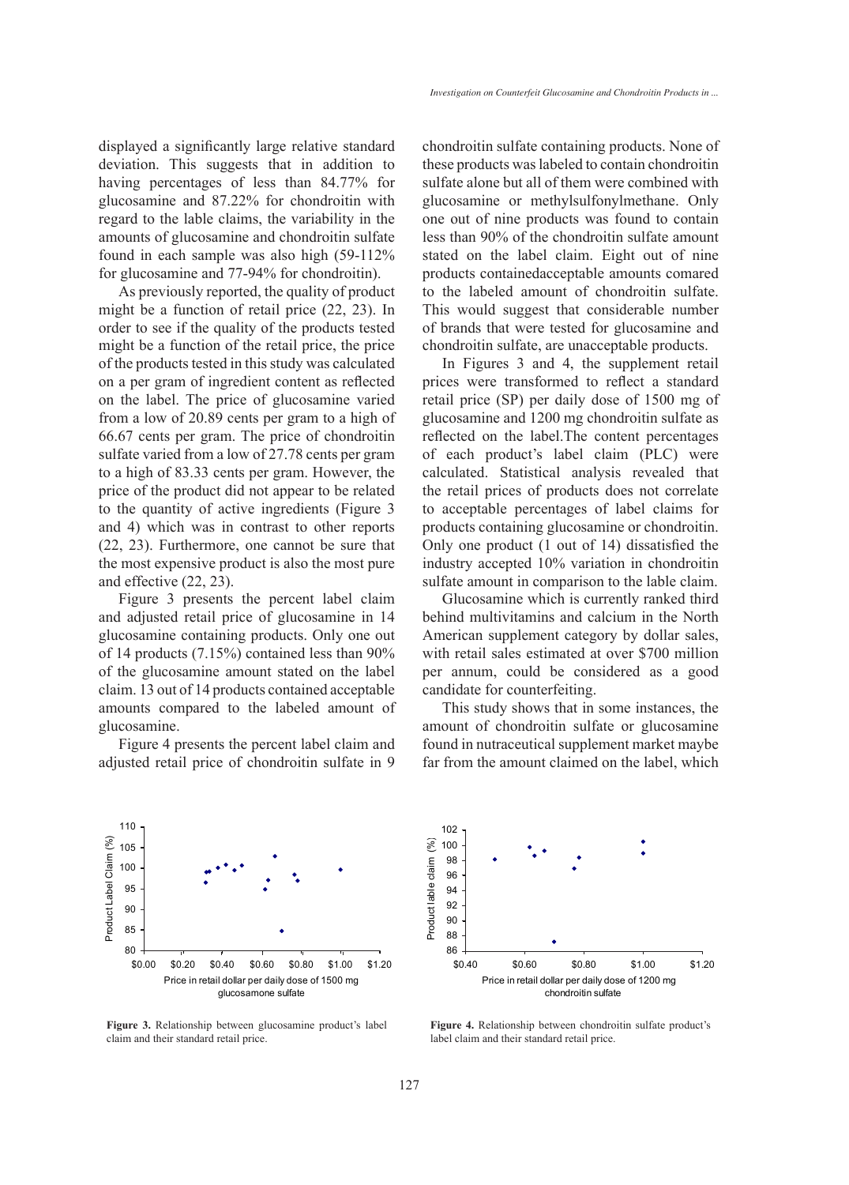displayed a significantly large relative standard deviation. This suggests that in addition to having percentages of less than 84.77% for glucosamine and 87.22% for chondroitin with regard to the lable claims, the variability in the amounts of glucosamine and chondroitin sulfate found in each sample was also high (59-112% for glucosamine and 77-94% for chondroitin).

As previously reported, the quality of product might be a function of retail price (22, 23). In order to see if the quality of the products tested might be a function of the retail price, the price of the products tested in this study was calculated on a per gram of ingredient content as reflected on the label. The price of glucosamine varied from a low of 20.89 cents per gram to a high of 66.67 cents per gram. The price of chondroitin sulfate varied from a low of 27.78 cents per gram to a high of 83.33 cents per gram. However, the price of the product did not appear to be related to the quantity of active ingredients (Figure 3 and 4) which was in contrast to other reports (22, 23). Furthermore, one cannot be sure that the most expensive product is also the most pure and effective (22, 23).

Figure 3 presents the percent label claim and adjusted retail price of glucosamine in 14 glucosamine containing products. Only one out of 14 products (7.15%) contained less than 90% of the glucosamine amount stated on the label claim. 13 out of 14 products contained acceptable amounts compared to the labeled amount of glucosamine.

Figure 4 presents the percent label claim and adjusted retail price of chondroitin sulfate in 9 chondroitin sulfate containing products. None of these products was labeled to contain chondroitin sulfate alone but all of them were combined with glucosamine or methylsulfonylmethane. Only one out of nine products was found to contain less than 90% of the chondroitin sulfate amount stated on the label claim. Eight out of nine products containedacceptable amounts comared to the labeled amount of chondroitin sulfate. This would suggest that considerable number of brands that were tested for glucosamine and chondroitin sulfate, are unacceptable products.

In Figures 3 and 4, the supplement retail prices were transformed to reflect a standard retail price (SP) per daily dose of 1500 mg of glucosamine and 1200 mg chondroitin sulfate as reflected on the label.The content percentages of each product's label claim (PLC) were calculated. Statistical analysis revealed that the retail prices of products does not correlate to acceptable percentages of label claims for products containing glucosamine or chondroitin. Only one product (1 out of 14) dissatisfied the industry accepted 10% variation in chondroitin sulfate amount in comparison to the lable claim.

Glucosamine which is currently ranked third behind multivitamins and calcium in the North American supplement category by dollar sales, with retail sales estimated at over $700 million per annum, could be considered as a good candidate for counterfeiting.

This study shows that in some instances, the amount of chondroitin sulfate or glucosamine found in nutraceutical supplement market maybe far from the amount claimed on the label, which

**Figure 3.** Relationship between glucosamine product's label claim and their standard retail price.

**Figure 4.** Relationship between chondroitin sulfate product's label claim and their standard retail price.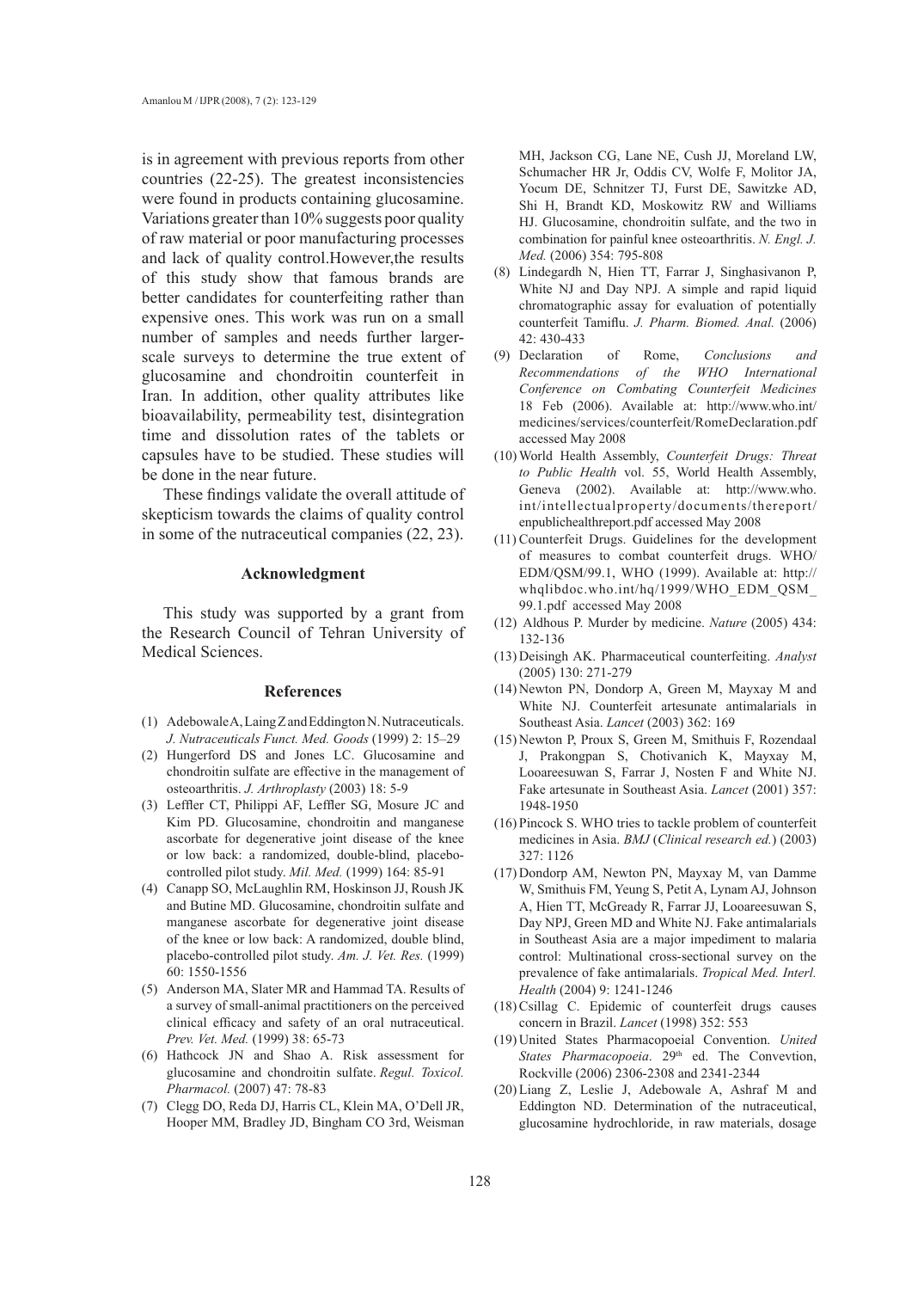is in agreement with previous reports from other countries (22-25). The greatest inconsistencies were found in products containing glucosamine. Variations greater than 10% suggests poor quality of raw material or poor manufacturing processes and lack of quality control.However,the results of this study show that famous brands are better candidates for counterfeiting rather than expensive ones. This work was run on a small number of samples and needs further larger-scale surveys to determine the true extent of glucosamine and chondroitin counterfeit in Iran. In addition, other quality attributes like bioavailability, permeability test, disintegration time and dissolution rates of the tablets or capsules have to be studied. These studies will be done in the near future.

These findings validate the overall attitude of skepticism towards the claims of quality control in some of the nutraceutical companies (22, 23).

## Acknowledgment

This study was supported by a grant from the Research Council of Tehran University of Medical Sciences.

## References

(1) Adebowale A, Laing Z and Eddington N. Nutraceuticals. *J. Nutraceuticals Funct. Med. Goods* (1999) 2: 15–29

(2) Hungerford DS and Jones LC. Glucosamine and chondroitin sulfate are effective in the management of osteoarthritis. *J. Arthroplasty* (2003) 18: 5-9

(3) Leffler CT, Philippi AF, Leffler SG, Mosure JC and Kim PD. Glucosamine, chondroitin and manganese ascorbate for degenerative joint disease of the knee or low back: a randomized, double-blind, placebo-controlled pilot study. *Mil. Med.* (1999) 164: 85-91

(4) Canapp SO, McLaughlin RM, Hoskinson JJ, Roush JK and Butine MD. Glucosamine, chondroitin sulfate and manganese ascorbate for degenerative joint disease of the knee or low back: A randomized, double blind, placebo-controlled pilot study. *Am. J. Vet. Res.* (1999) 60: 1550-1556

(5) Anderson MA, Slater MR and Hammad TA. Results of a survey of small-animal practitioners on the perceived clinical efficacy and safety of an oral nutraceutical. *Prev. Vet. Med.* (1999) 38: 65-73

(6) Hathcock JN and Shao A. Risk assessment for glucosamine and chondroitin sulfate. *Regul. Toxicol. Pharmacol.* (2007) 47: 78-83

(7) Clegg DO, Reda DJ, Harris CL, Klein MA, O'Dell JR, Hooper MM, Bradley JD, Bingham CO 3rd, Weisman MH, Jackson CG, Lane NE, Cush JJ, Moreland LW, Schumacher HR Jr, Oddis CV, Wolfe F, Molitor JA, Yocum DE, Schnitzer TJ, Furst DE, Sawitzke AD, Shi H, Brandt KD, Moskowitz RW and Williams HJ. Glucosamine, chondroitin sulfate, and the two in combination for painful knee osteoarthritis. *N. Engl. J. Med.* (2006) 354: 795-808

(8) Lindegardh N, Hien TT, Farrar J, Singhasivanon P, White NJ and Day NPJ. A simple and rapid liquid chromatographic assay for evaluation of potentially counterfeit Tamiflu. *J. Pharm. Biomed. Anal.* (2006) 42: 430-433

(9) Declaration of Rome, *Conclusions and Recommendations of the WHO International Conference on Combating Counterfeit Medicines* 18 Feb (2006). Available at: http://www.who.int/medicines/services/counterfeit/RomeDeclaration.pdf accessed May 2008

(10) World Health Assembly, *Counterfeit Drugs: Threat to Public Health* vol. 55, World Health Assembly, Geneva (2002). Available at: http://www.who.int/intellectualproperty/documents/thereport/enpublichealthreport.pdf accessed May 2008

(11) Counterfeit Drugs. Guidelines for the development of measures to combat counterfeit drugs. WHO/EDM/QSM/99.1, WHO (1999). Available at: http://whqlibdoc.who.int/hq/1999/WHO_EDM_QSM_99.1.pdf accessed May 2008

(12) Aldhous P. Murder by medicine. *Nature* (2005) 434: 132-136

(13) Deisingh AK. Pharmaceutical counterfeiting. *Analyst* (2005) 130: 271-279

(14) Newton PN, Dondorp A, Green M, Mayxay M and White NJ. Counterfeit artesunate antimalarials in Southeast Asia. *Lancet* (2003) 362: 169

(15) Newton P, Proux S, Green M, Smithuis F, Rozendaal J, Prakongpan S, Chotivanich K, Mayxay M, Looareesuwan S, Farrar J, Nosten F and White NJ. Fake artesunate in Southeast Asia. *Lancet* (2001) 357: 1948-1950

(16) Pincock S. WHO tries to tackle problem of counterfeit medicines in Asia. *BMJ* (*Clinical research ed.*) (2003) 327: 1126

(17) Dondorp AM, Newton PN, Mayxay M, van Damme W, Smithuis FM, Yeung S, Petit A, Lynam AJ, Johnson A, Hien TT, McGready R, Farrar JJ, Looareesuwan S, Day NPJ, Green MD and White NJ. Fake antimalarials in Southeast Asia are a major impediment to malaria control: Multinational cross-sectional survey on the prevalence of fake antimalarials. *Tropical Med. Interl. Health* (2004) 9: 1241-1246

(18) Csillag C. Epidemic of counterfeit drugs causes concern in Brazil. *Lancet* (1998) 352: 553

(19) United States Pharmacopoeial Convention. *United States Pharmacopoeia*. 29th ed. The Convevtion, Rockville (2006) 2306-2308 and 2341-2344

(20) Liang Z, Leslie J, Adebowale A, Ashraf M and Eddington ND. Determination of the nutraceutical, glucosamine hydrochloride, in raw materials, dosage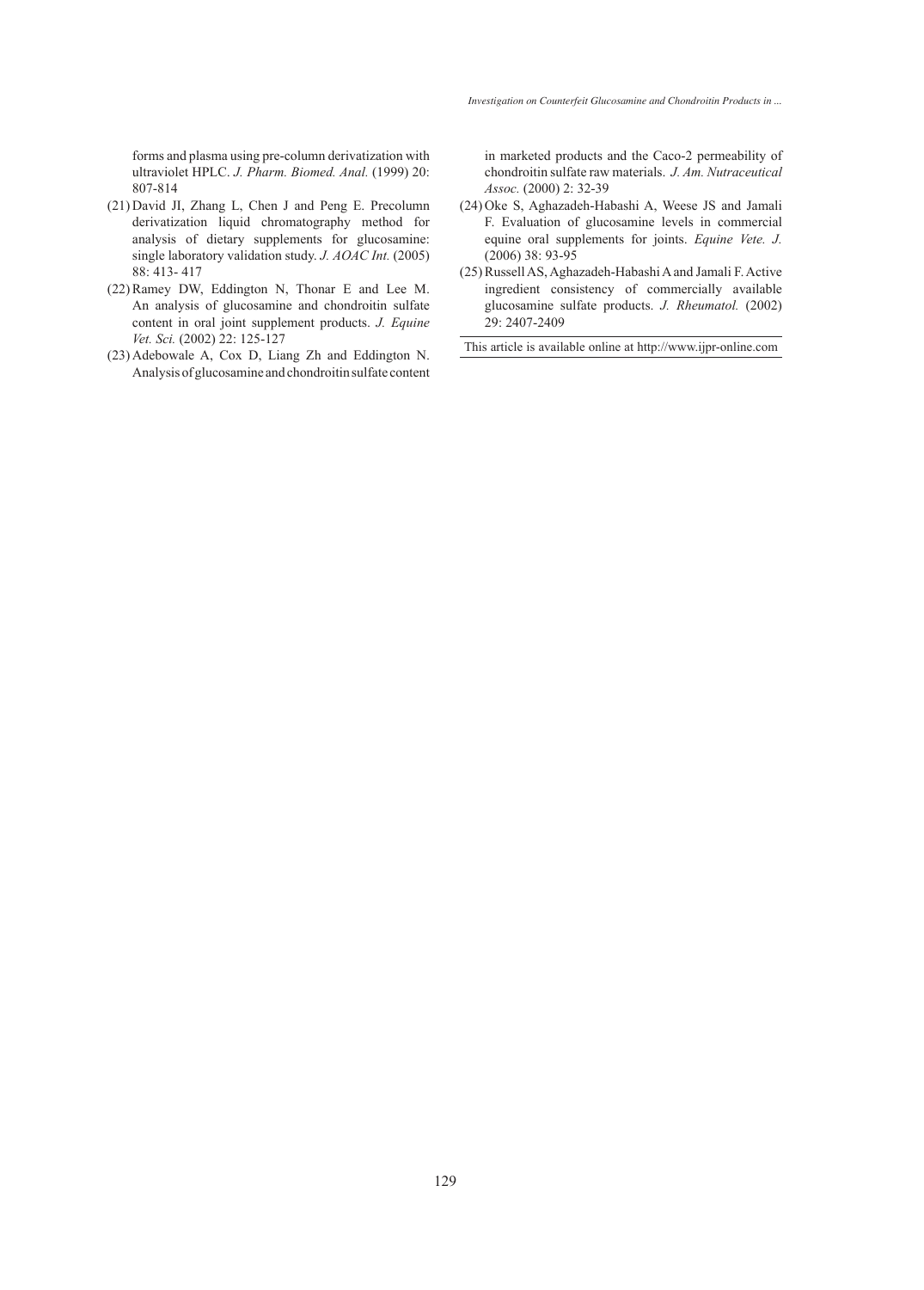forms and plasma using pre-column derivatization with ultraviolet HPLC. *J. Pharm. Biomed. Anal.* (1999) 20: 807-814

(21) David JI, Zhang L, Chen J and Peng E. Precolumn derivatization liquid chromatography method for analysis of dietary supplements for glucosamine: single laboratory validation study. *J. AOAC Int.* (2005) 88: 413- 417

(22) Ramey DW, Eddington N, Thonar E and Lee M. An analysis of glucosamine and chondroitin sulfate content in oral joint supplement products. *J. Equine Vet. Sci.* (2002) 22: 125-127

(23) Adebowale A, Cox D, Liang Zh and Eddington N. Analysis of glucosamine and chondroitin sulfate content in marketed products and the Caco-2 permeability of chondroitin sulfate raw materials. *J. Am. Nutraceutical Assoc.* (2000) 2: 32-39

(24) Oke S, Aghazadeh-Habashi A, Weese JS and Jamali F. Evaluation of glucosamine levels in commercial equine oral supplements for joints. *Equine Vete. J.* (2006) 38: 93-95

(25) Russell AS, Aghazadeh-Habashi A and Jamali F. Active ingredient consistency of commercially available glucosamine sulfate products. *J. Rheumatol.* (2002) 29: 2407-2409

This article is available online at http://www.ijpr-online.com